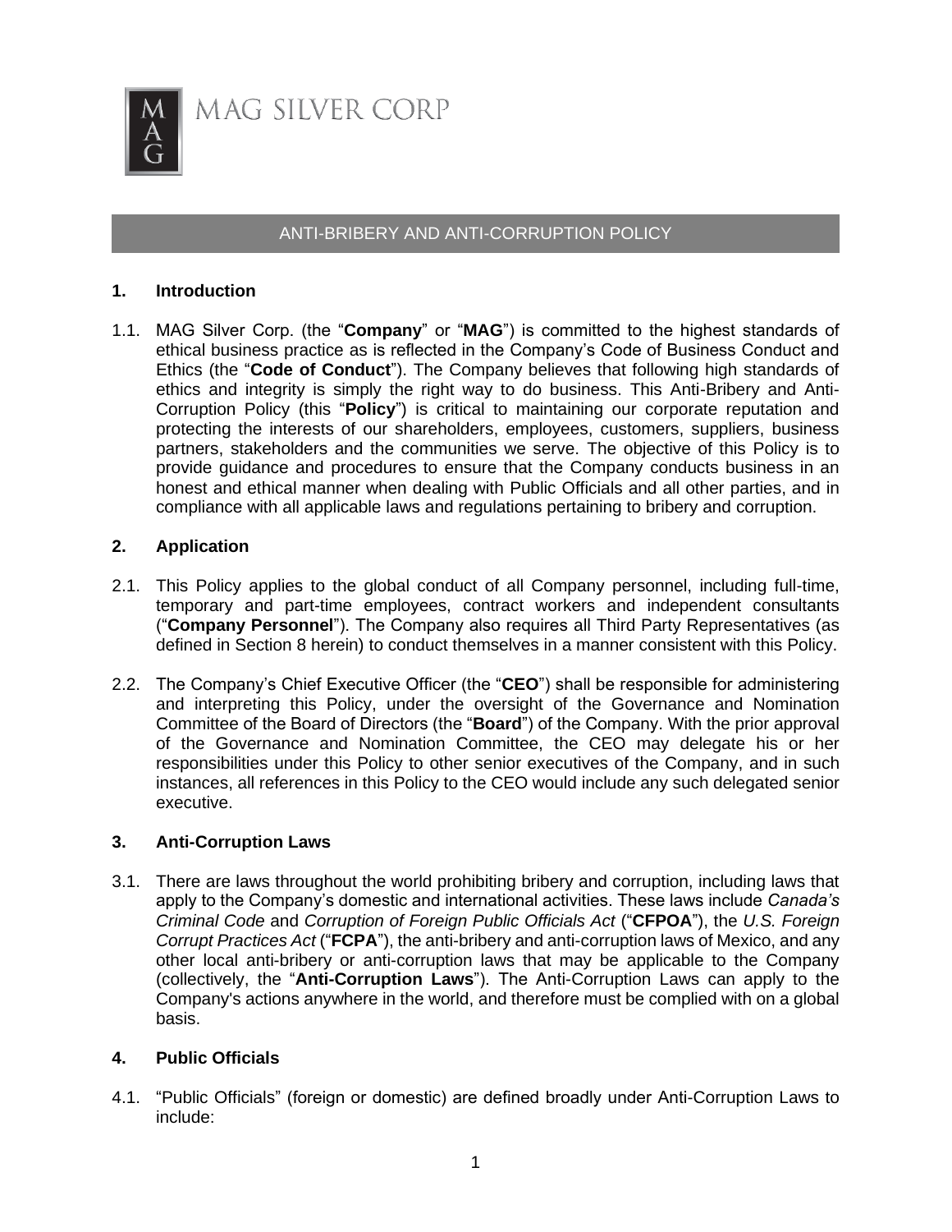MAG SILVER CORP

# ANTI-BRIBERY AND ANTI-CORRUPTION POLICY

## 1. Introduction

1.1. MAG Silver Corp. (the "**Company**" or "**MAG**") is committed to the highest standards of ethical business practice as is reflected in the Company's Code of Business Conduct and Ethics (the "**Code of Conduct**"). The Company believes that following high standards of ethics and integrity is simply the right way to do business. This Anti-Bribery and Anti-Corruption Policy (this "**Policy**") is critical to maintaining our corporate reputation and protecting the interests of our shareholders, employees, customers, suppliers, business partners, stakeholders and the communities we serve. The objective of this Policy is to provide guidance and procedures to ensure that the Company conducts business in an honest and ethical manner when dealing with Public Officials and all other parties, and in compliance with all applicable laws and regulations pertaining to bribery and corruption.

## 2. Application

2.1. This Policy applies to the global conduct of all Company personnel, including full-time, temporary and part-time employees, contract workers and independent consultants ("**Company Personnel**"). The Company also requires all Third Party Representatives (as defined in Section 8 herein) to conduct themselves in a manner consistent with this Policy.

2.2. The Company's Chief Executive Officer (the "**CEO**") shall be responsible for administering and interpreting this Policy, under the oversight of the Governance and Nomination Committee of the Board of Directors (the "**Board**") of the Company. With the prior approval of the Governance and Nomination Committee, the CEO may delegate his or her responsibilities under this Policy to other senior executives of the Company, and in such instances, all references in this Policy to the CEO would include any such delegated senior executive.

## 3. Anti-Corruption Laws

3.1. There are laws throughout the world prohibiting bribery and corruption, including laws that apply to the Company's domestic and international activities. These laws include *Canada's Criminal Code* and *Corruption of Foreign Public Officials Act* ("**CFPOA**"), the *U.S. Foreign Corrupt Practices Act* ("**FCPA**"), the anti-bribery and anti-corruption laws of Mexico, and any other local anti-bribery or anti-corruption laws that may be applicable to the Company (collectively, the "**Anti-Corruption Laws**"). The Anti-Corruption Laws can apply to the Company's actions anywhere in the world, and therefore must be complied with on a global basis.

## 4. Public Officials

4.1. "Public Officials" (foreign or domestic) are defined broadly under Anti-Corruption Laws to include: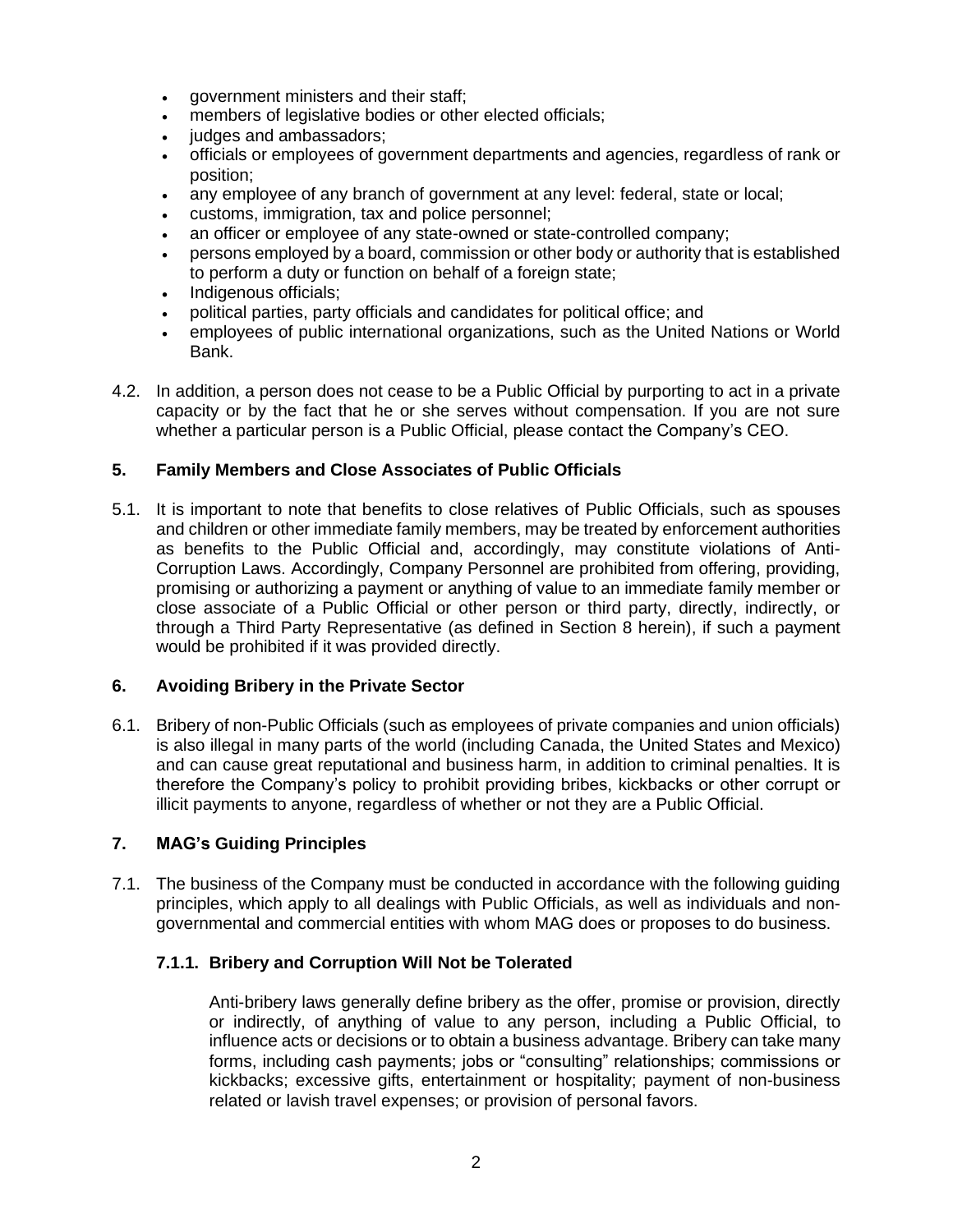- government ministers and their staff;
- members of legislative bodies or other elected officials;
- judges and ambassadors;
- officials or employees of government departments and agencies, regardless of rank or position;
- any employee of any branch of government at any level: federal, state or local;
- customs, immigration, tax and police personnel;
- an officer or employee of any state-owned or state-controlled company;
- persons employed by a board, commission or other body or authority that is established to perform a duty or function on behalf of a foreign state;
- Indigenous officials;
- political parties, party officials and candidates for political office; and
- employees of public international organizations, such as the United Nations or World Bank.

4.2. In addition, a person does not cease to be a Public Official by purporting to act in a private capacity or by the fact that he or she serves without compensation. If you are not sure whether a particular person is a Public Official, please contact the Company's CEO.

## 5. Family Members and Close Associates of Public Officials

5.1. It is important to note that benefits to close relatives of Public Officials, such as spouses and children or other immediate family members, may be treated by enforcement authorities as benefits to the Public Official and, accordingly, may constitute violations of Anti-Corruption Laws. Accordingly, Company Personnel are prohibited from offering, providing, promising or authorizing a payment or anything of value to an immediate family member or close associate of a Public Official or other person or third party, directly, indirectly, or through a Third Party Representative (as defined in Section 8 herein), if such a payment would be prohibited if it was provided directly.

## 6. Avoiding Bribery in the Private Sector

6.1. Bribery of non-Public Officials (such as employees of private companies and union officials) is also illegal in many parts of the world (including Canada, the United States and Mexico) and can cause great reputational and business harm, in addition to criminal penalties. It is therefore the Company's policy to prohibit providing bribes, kickbacks or other corrupt or illicit payments to anyone, regardless of whether or not they are a Public Official.

## 7. MAG's Guiding Principles

7.1. The business of the Company must be conducted in accordance with the following guiding principles, which apply to all dealings with Public Officials, as well as individuals and non-governmental and commercial entities with whom MAG does or proposes to do business.

### 7.1.1. Bribery and Corruption Will Not be Tolerated

Anti-bribery laws generally define bribery as the offer, promise or provision, directly or indirectly, of anything of value to any person, including a Public Official, to influence acts or decisions or to obtain a business advantage. Bribery can take many forms, including cash payments; jobs or "consulting" relationships; commissions or kickbacks; excessive gifts, entertainment or hospitality; payment of non-business related or lavish travel expenses; or provision of personal favors.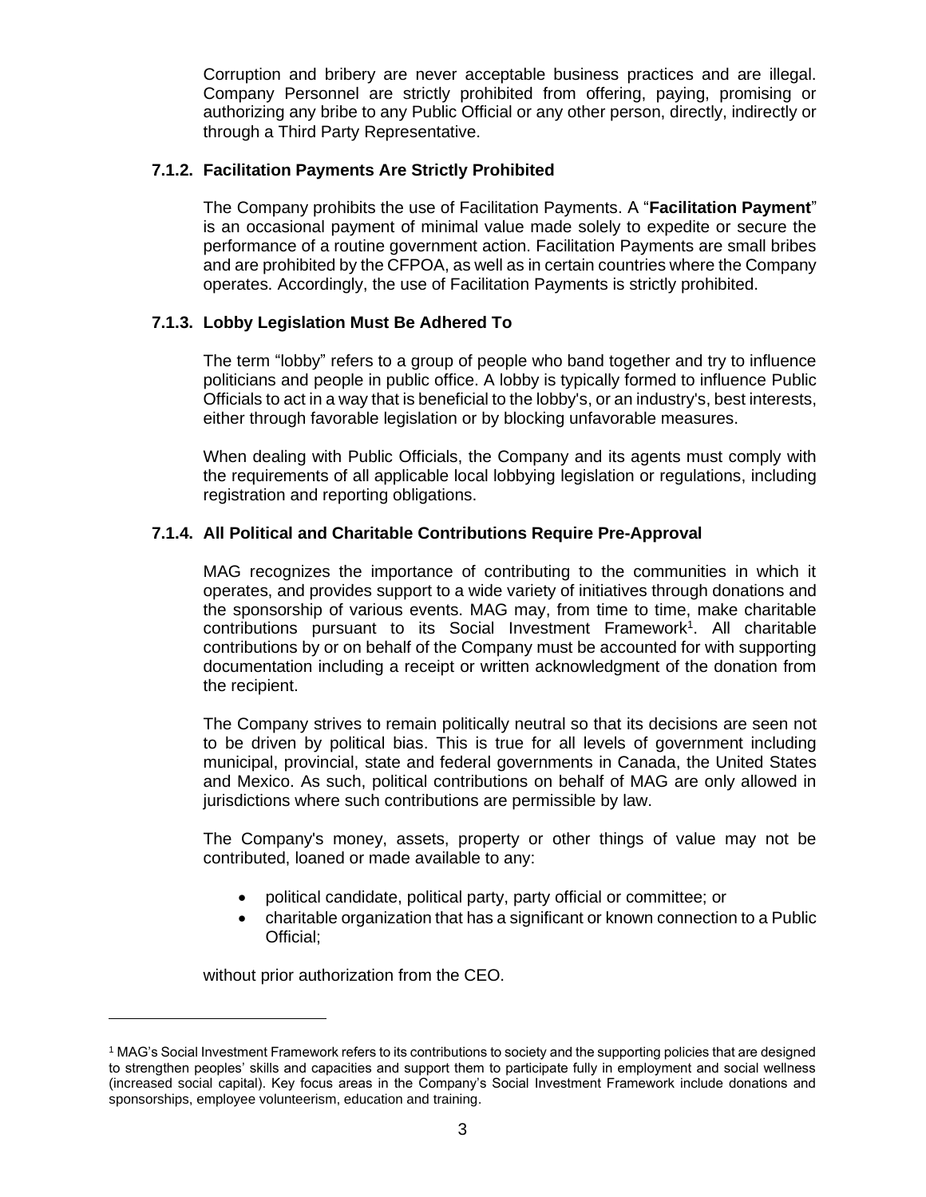Corruption and bribery are never acceptable business practices and are illegal. Company Personnel are strictly prohibited from offering, paying, promising or authorizing any bribe to any Public Official or any other person, directly, indirectly or through a Third Party Representative.

#### 7.1.2. Facilitation Payments Are Strictly Prohibited

The Company prohibits the use of Facilitation Payments. A "**Facilitation Payment**" is an occasional payment of minimal value made solely to expedite or secure the performance of a routine government action. Facilitation Payments are small bribes and are prohibited by the CFPOA, as well as in certain countries where the Company operates. Accordingly, the use of Facilitation Payments is strictly prohibited.

#### 7.1.3. Lobby Legislation Must Be Adhered To

The term "lobby" refers to a group of people who band together and try to influence politicians and people in public office. A lobby is typically formed to influence Public Officials to act in a way that is beneficial to the lobby's, or an industry's, best interests, either through favorable legislation or by blocking unfavorable measures.

When dealing with Public Officials, the Company and its agents must comply with the requirements of all applicable local lobbying legislation or regulations, including registration and reporting obligations.

#### 7.1.4. All Political and Charitable Contributions Require Pre-Approval

MAG recognizes the importance of contributing to the communities in which it operates, and provides support to a wide variety of initiatives through donations and the sponsorship of various events. MAG may, from time to time, make charitable contributions pursuant to its Social Investment Framework[1]. All charitable contributions by or on behalf of the Company must be accounted for with supporting documentation including a receipt or written acknowledgment of the donation from the recipient.

The Company strives to remain politically neutral so that its decisions are seen not to be driven by political bias. This is true for all levels of government including municipal, provincial, state and federal governments in Canada, the United States and Mexico. As such, political contributions on behalf of MAG are only allowed in jurisdictions where such contributions are permissible by law.

The Company's money, assets, property or other things of value may not be contributed, loaned or made available to any:

- political candidate, political party, party official or committee; or
- charitable organization that has a significant or known connection to a Public Official;

without prior authorization from the CEO.

---

[1] MAG's Social Investment Framework refers to its contributions to society and the supporting policies that are designed to strengthen peoples' skills and capacities and support them to participate fully in employment and social wellness (increased social capital). Key focus areas in the Company's Social Investment Framework include donations and sponsorships, employee volunteerism, education and training.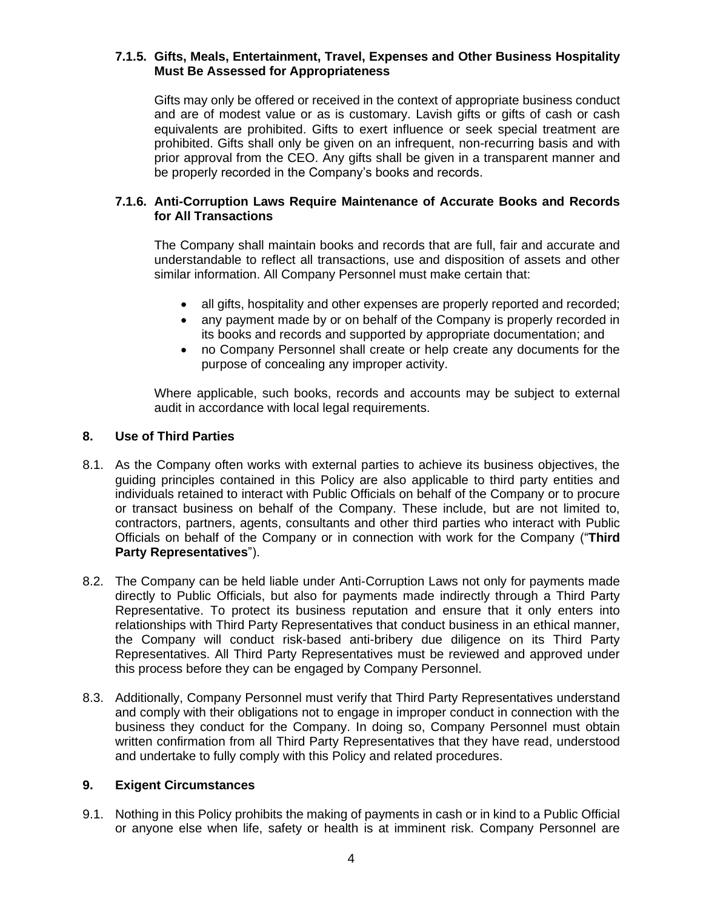#### 7.1.5. Gifts, Meals, Entertainment, Travel, Expenses and Other Business Hospitality Must Be Assessed for Appropriateness

Gifts may only be offered or received in the context of appropriate business conduct and are of modest value or as is customary. Lavish gifts or gifts of cash or cash equivalents are prohibited. Gifts to exert influence or seek special treatment are prohibited. Gifts shall only be given on an infrequent, non-recurring basis and with prior approval from the CEO. Any gifts shall be given in a transparent manner and be properly recorded in the Company's books and records.

#### 7.1.6. Anti-Corruption Laws Require Maintenance of Accurate Books and Records for All Transactions

The Company shall maintain books and records that are full, fair and accurate and understandable to reflect all transactions, use and disposition of assets and other similar information. All Company Personnel must make certain that:

- all gifts, hospitality and other expenses are properly reported and recorded;
- any payment made by or on behalf of the Company is properly recorded in its books and records and supported by appropriate documentation; and
- no Company Personnel shall create or help create any documents for the purpose of concealing any improper activity.

Where applicable, such books, records and accounts may be subject to external audit in accordance with local legal requirements.

## 8. Use of Third Parties

8.1. As the Company often works with external parties to achieve its business objectives, the guiding principles contained in this Policy are also applicable to third party entities and individuals retained to interact with Public Officials on behalf of the Company or to procure or transact business on behalf of the Company. These include, but are not limited to, contractors, partners, agents, consultants and other third parties who interact with Public Officials on behalf of the Company or in connection with work for the Company ("**Third Party Representatives**").

8.2. The Company can be held liable under Anti-Corruption Laws not only for payments made directly to Public Officials, but also for payments made indirectly through a Third Party Representative. To protect its business reputation and ensure that it only enters into relationships with Third Party Representatives that conduct business in an ethical manner, the Company will conduct risk-based anti-bribery due diligence on its Third Party Representatives. All Third Party Representatives must be reviewed and approved under this process before they can be engaged by Company Personnel.

8.3. Additionally, Company Personnel must verify that Third Party Representatives understand and comply with their obligations not to engage in improper conduct in connection with the business they conduct for the Company. In doing so, Company Personnel must obtain written confirmation from all Third Party Representatives that they have read, understood and undertake to fully comply with this Policy and related procedures.

## 9. Exigent Circumstances

9.1. Nothing in this Policy prohibits the making of payments in cash or in kind to a Public Official or anyone else when life, safety or health is at imminent risk. Company Personnel are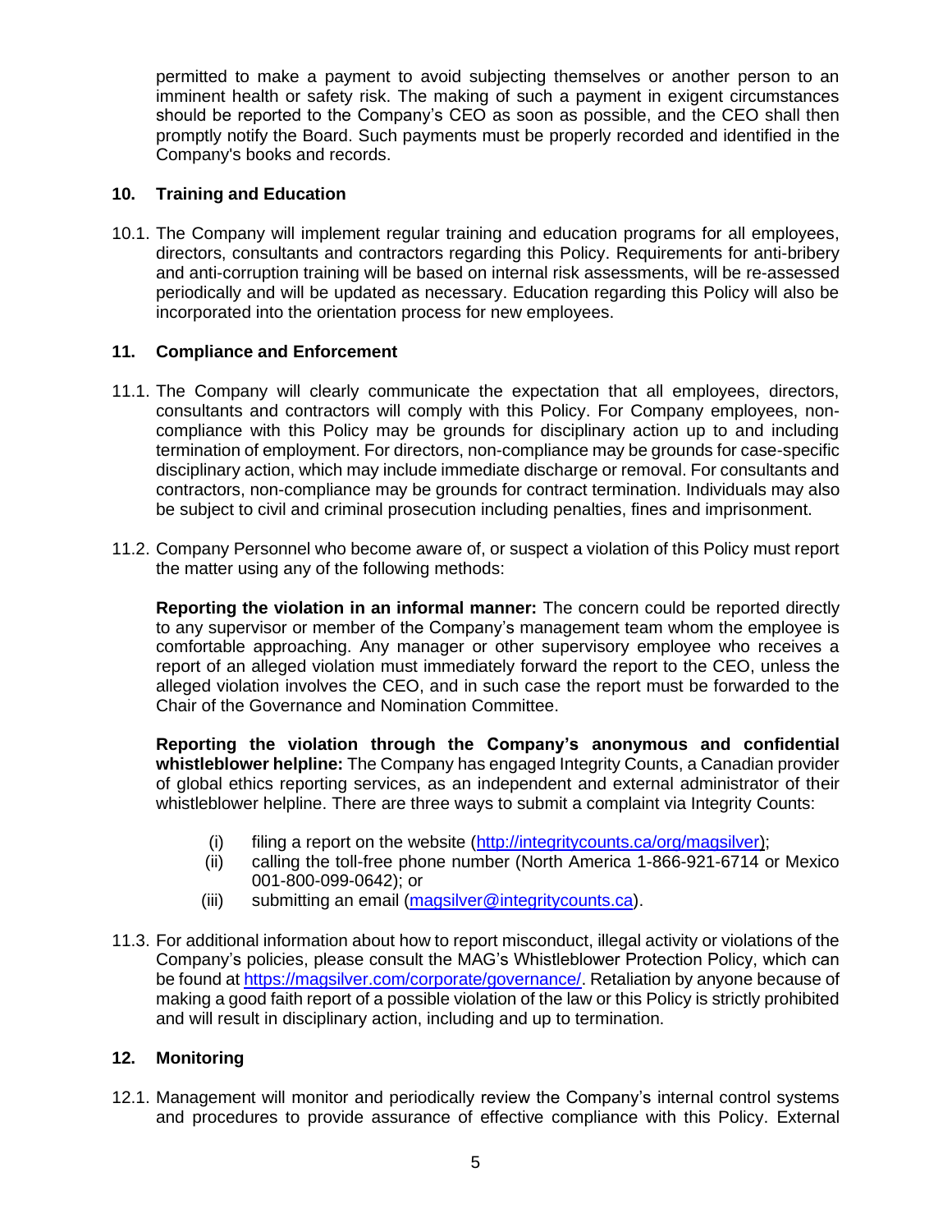permitted to make a payment to avoid subjecting themselves or another person to an imminent health or safety risk. The making of such a payment in exigent circumstances should be reported to the Company's CEO as soon as possible, and the CEO shall then promptly notify the Board. Such payments must be properly recorded and identified in the Company's books and records.

## 10. Training and Education

10.1. The Company will implement regular training and education programs for all employees, directors, consultants and contractors regarding this Policy. Requirements for anti-bribery and anti-corruption training will be based on internal risk assessments, will be re-assessed periodically and will be updated as necessary. Education regarding this Policy will also be incorporated into the orientation process for new employees.

## 11. Compliance and Enforcement

11.1. The Company will clearly communicate the expectation that all employees, directors, consultants and contractors will comply with this Policy. For Company employees, non-compliance with this Policy may be grounds for disciplinary action up to and including termination of employment. For directors, non-compliance may be grounds for case-specific disciplinary action, which may include immediate discharge or removal. For consultants and contractors, non-compliance may be grounds for contract termination. Individuals may also be subject to civil and criminal prosecution including penalties, fines and imprisonment.

11.2. Company Personnel who become aware of, or suspect a violation of this Policy must report the matter using any of the following methods:

**Reporting the violation in an informal manner:** The concern could be reported directly to any supervisor or member of the Company's management team whom the employee is comfortable approaching. Any manager or other supervisory employee who receives a report of an alleged violation must immediately forward the report to the CEO, unless the alleged violation involves the CEO, and in such case the report must be forwarded to the Chair of the Governance and Nomination Committee.

**Reporting the violation through the Company's anonymous and confidential whistleblower helpline:** The Company has engaged Integrity Counts, a Canadian provider of global ethics reporting services, as an independent and external administrator of their whistleblower helpline. There are three ways to submit a complaint via Integrity Counts:

(i) filing a report on the website (http://integritycounts.ca/org/magsilver);
(ii) calling the toll-free phone number (North America 1-866-921-6714 or Mexico 001-800-099-0642); or
(iii) submitting an email (magsilver@integritycounts.ca).

11.3. For additional information about how to report misconduct, illegal activity or violations of the Company's policies, please consult the MAG's Whistleblower Protection Policy, which can be found at https://magsilver.com/corporate/governance/. Retaliation by anyone because of making a good faith report of a possible violation of the law or this Policy is strictly prohibited and will result in disciplinary action, including and up to termination.

## 12. Monitoring

12.1. Management will monitor and periodically review the Company's internal control systems and procedures to provide assurance of effective compliance with this Policy. External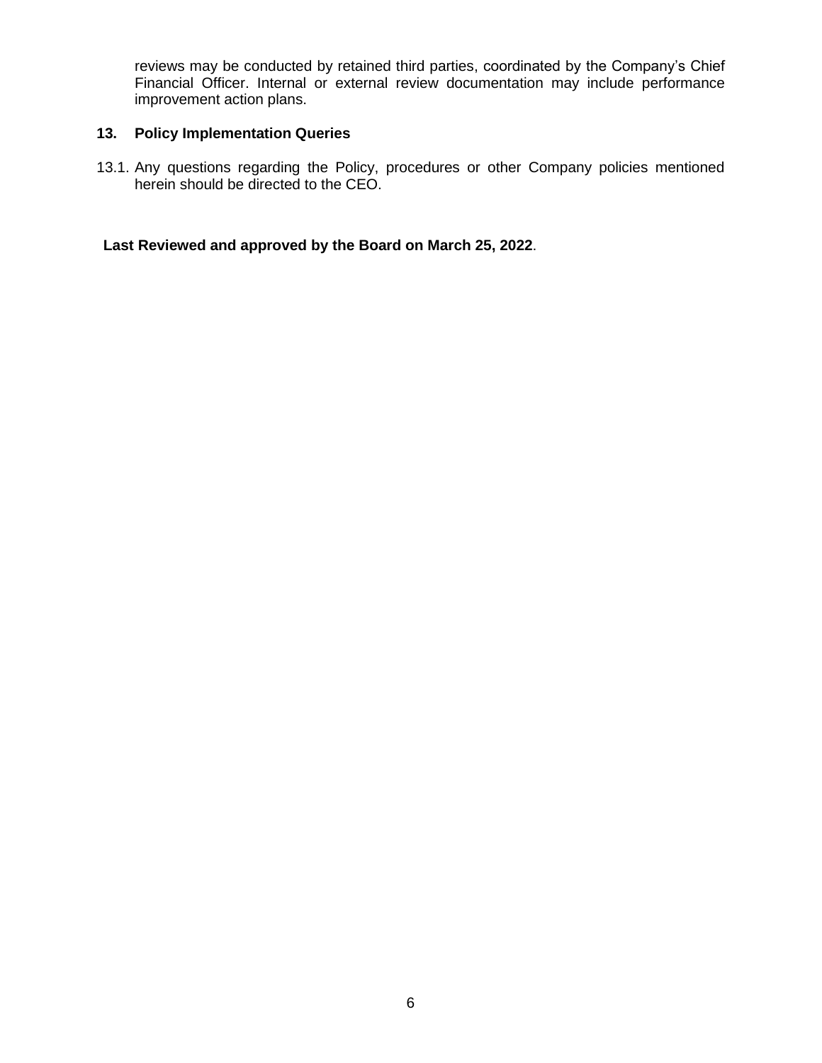reviews may be conducted by retained third parties, coordinated by the Company's Chief Financial Officer. Internal or external review documentation may include performance improvement action plans.

## 13. Policy Implementation Queries

13.1. Any questions regarding the Policy, procedures or other Company policies mentioned herein should be directed to the CEO.

**Last Reviewed and approved by the Board on March 25, 2022**.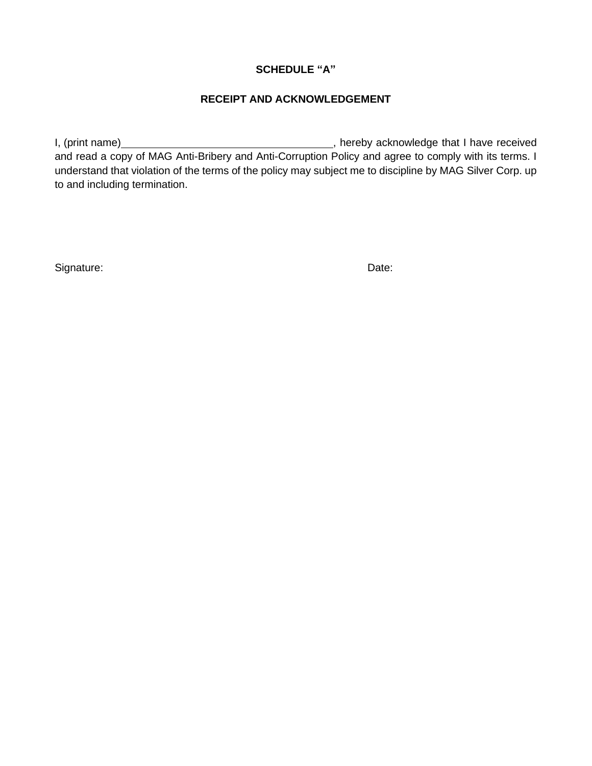**SCHEDULE "A"**

**RECEIPT AND ACKNOWLEDGEMENT**

I, (print name)\_\_\_\_\_\_\_\_\_\_\_\_\_\_\_\_\_\_\_\_\_\_\_\_\_\_\_\_\_\_\_\_\_\_\_\_\_\_, hereby acknowledge that I have received and read a copy of MAG Anti-Bribery and Anti-Corruption Policy and agree to comply with its terms. I understand that violation of the terms of the policy may subject me to discipline by MAG Silver Corp. up to and including termination.

Signature: Date: